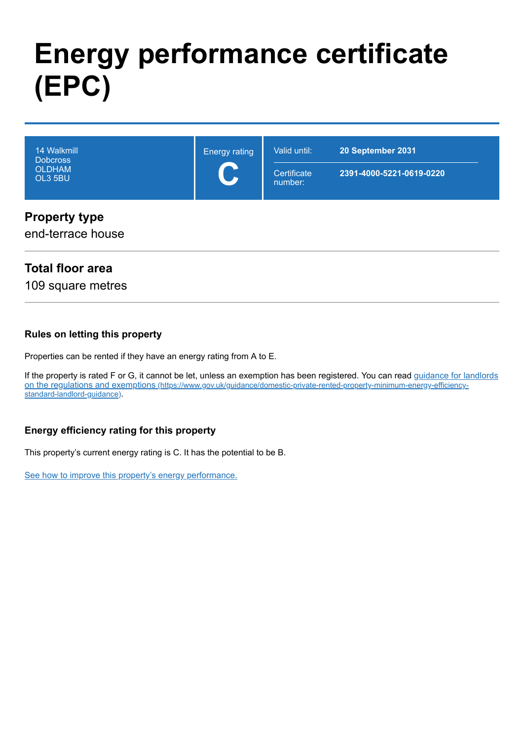# Energy performance certificate (EPC)

| 14 Walkmill<br>Dobcross<br>OLDHAM<br>OL3 5BU | Energy rating<br>**C** | Valid until: **20 September 2031**<br>Certificate number: **2391-4000-5221-0619-0220** |
|---|---|---|

## Property type

end-terrace house

## Total floor area

109 square metres

### Rules on letting this property

Properties can be rented if they have an energy rating from A to E.

If the property is rated F or G, it cannot be let, unless an exemption has been registered. You can read [guidance for landlords on the regulations and exemptions (https://www.gov.uk/guidance/domestic-private-rented-property-minimum-energy-efficiency-standard-landlord-guidance)](https://www.gov.uk/guidance/domestic-private-rented-property-minimum-energy-efficiency-standard-landlord-guidance).

### Energy efficiency rating for this property

This property's current energy rating is C. It has the potential to be B.

[See how to improve this property's energy performance.]()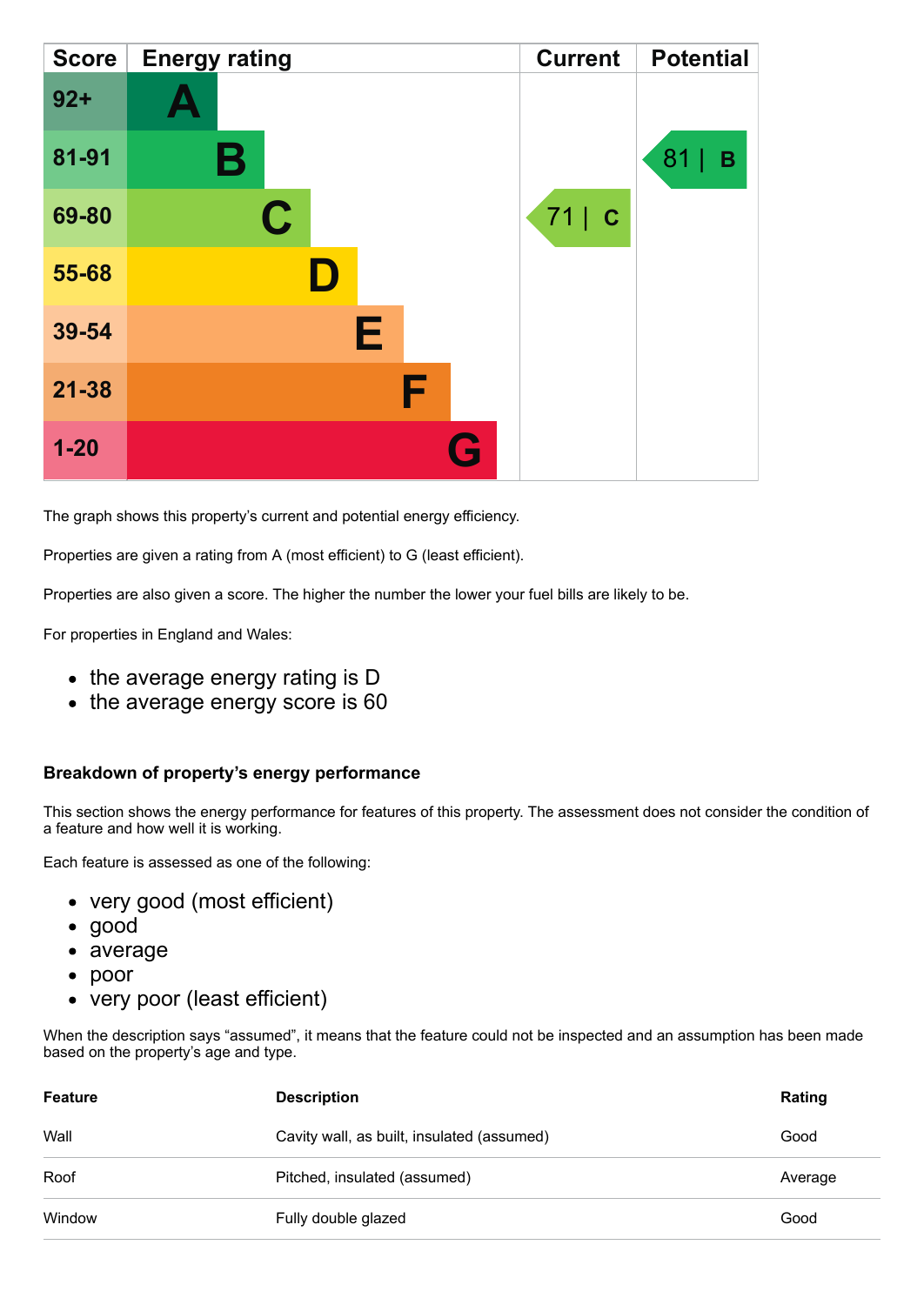| Score | Energy rating | Current | Potential |
|---|---|---|---|
| 92+ | A | | |
| 81-91 | B | | 81 \| B |
| 69-80 | C | 71 \| C | |
| 55-68 | D | | |
| 39-54 | E | | |
| 21-38 | F | | |
| 1-20 | G | | |

The graph shows this property's current and potential energy efficiency.

Properties are given a rating from A (most efficient) to G (least efficient).

Properties are also given a score. The higher the number the lower your fuel bills are likely to be.

For properties in England and Wales:

- the average energy rating is D
- the average energy score is 60

### Breakdown of property's energy performance

This section shows the energy performance for features of this property. The assessment does not consider the condition of a feature and how well it is working.

Each feature is assessed as one of the following:

- very good (most efficient)
- good
- average
- poor
- very poor (least efficient)

When the description says "assumed", it means that the feature could not be inspected and an assumption has been made based on the property's age and type.

| Feature | Description | Rating |
|---|---|---|
| Wall | Cavity wall, as built, insulated (assumed) | Good |
| Roof | Pitched, insulated (assumed) | Average |
| Window | Fully double glazed | Good |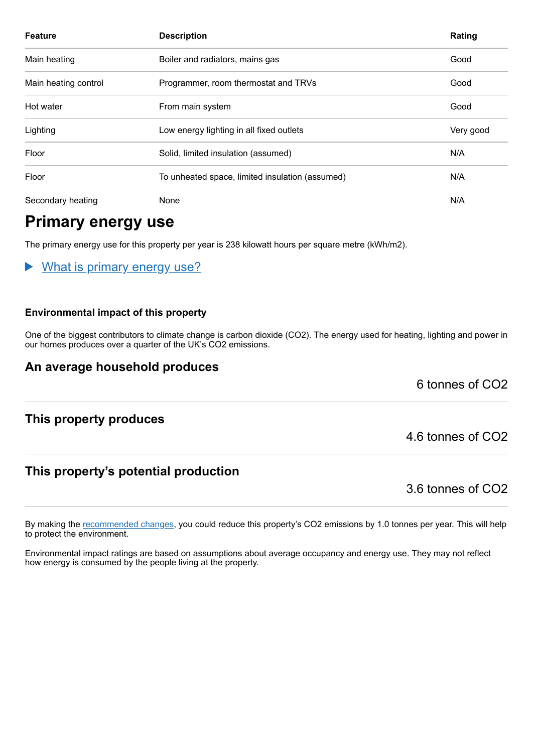| Feature | Description | Rating |
| --- | --- | --- |
| Main heating | Boiler and radiators, mains gas | Good |
| Main heating control | Programmer, room thermostat and TRVs | Good |
| Hot water | From main system | Good |
| Lighting | Low energy lighting in all fixed outlets | Very good |
| Floor | Solid, limited insulation (assumed) | N/A |
| Floor | To unheated space, limited insulation (assumed) | N/A |
| Secondary heating | None | N/A |

# Primary energy use

The primary energy use for this property per year is 238 kilowatt hours per square metre (kWh/m2).

▶ What is primary energy use?

### Environmental impact of this property

One of the biggest contributors to climate change is carbon dioxide ($CO_2$). The energy used for heating, lighting and power in our homes produces over a quarter of the UK's $CO_2$ emissions.

## An average household produces

6 tonnes of $CO_2$

## This property produces

4.6 tonnes of $CO_2$

## This property's potential production

3.6 tonnes of $CO_2$

By making the recommended changes, you could reduce this property's $CO_2$ emissions by 1.0 tonnes per year. This will help to protect the environment.

Environmental impact ratings are based on assumptions about average occupancy and energy use. They may not reflect how energy is consumed by the people living at the property.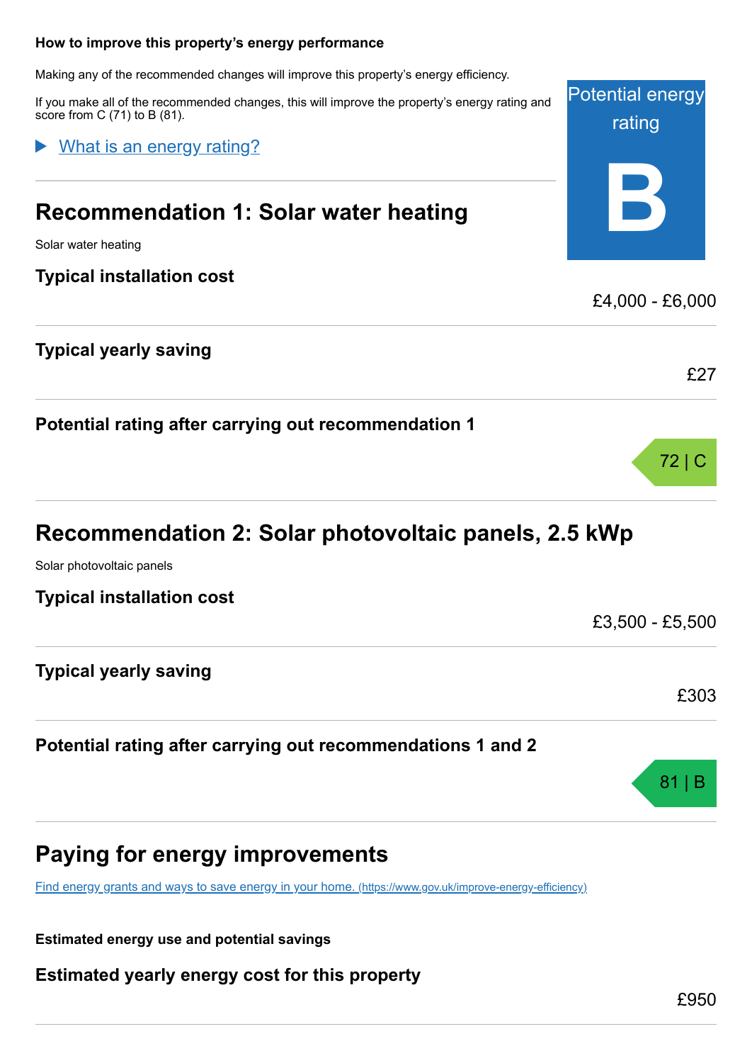### How to improve this property's energy performance

Making any of the recommended changes will improve this property's energy efficiency.

If you make all of the recommended changes, this will improve the property's energy rating and score from C (71) to B (81).

Potential energy rating

**B**

▶ What is an energy rating?

## Recommendation 1: Solar water heating

Solar water heating

### Typical installation cost

£4,000 - £6,000

### Typical yearly saving

£27

### Potential rating after carrying out recommendation 1

72 | C

## Recommendation 2: Solar photovoltaic panels, 2.5 kWp

Solar photovoltaic panels

### Typical installation cost

£3,500 - £5,500

### Typical yearly saving

£303

### Potential rating after carrying out recommendations 1 and 2

81 | B

## Paying for energy improvements

[Find energy grants and ways to save energy in your home. (https://www.gov.uk/improve-energy-efficiency)](https://www.gov.uk/improve-energy-efficiency)

#### Estimated energy use and potential savings

### Estimated yearly energy cost for this property

£950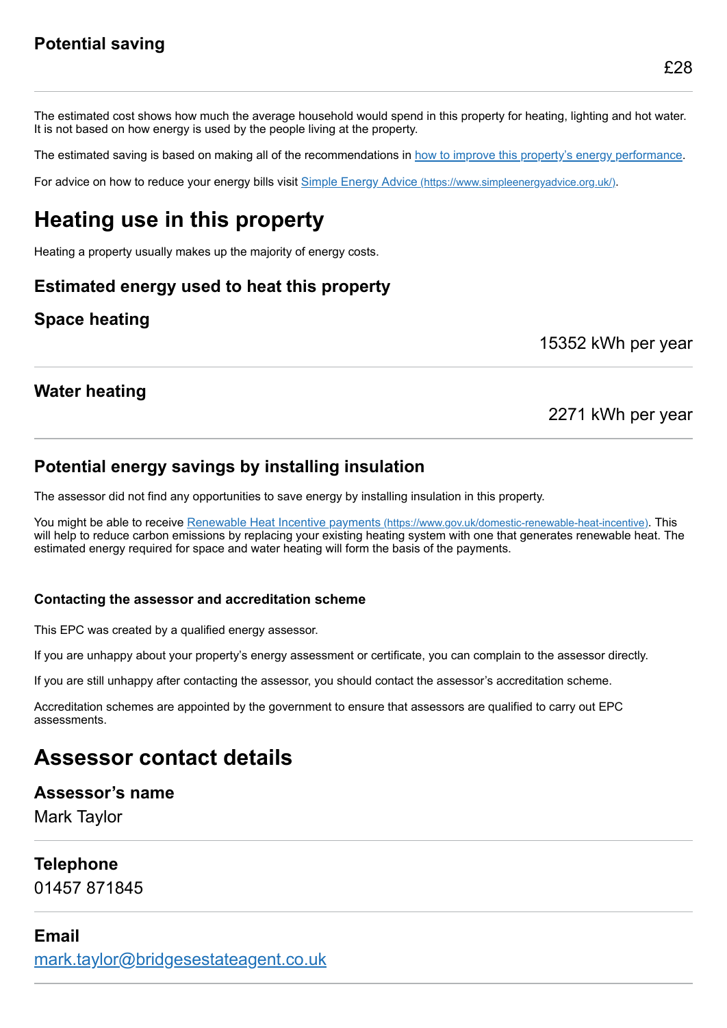### Potential saving

£28

The estimated cost shows how much the average household would spend in this property for heating, lighting and hot water. It is not based on how energy is used by the people living at the property.

The estimated saving is based on making all of the recommendations in [how to improve this property's energy performance](#).

For advice on how to reduce your energy bills visit [Simple Energy Advice (https://www.simpleenergyadvice.org.uk/)](https://www.simpleenergyadvice.org.uk/).

# Heating use in this property

Heating a property usually makes up the majority of energy costs.

### Estimated energy used to heat this property

### Space heating

15352 kWh per year

### Water heating

2271 kWh per year

### Potential energy savings by installing insulation

The assessor did not find any opportunities to save energy by installing insulation in this property.

You might be able to receive [Renewable Heat Incentive payments (https://www.gov.uk/domestic-renewable-heat-incentive)](https://www.gov.uk/domestic-renewable-heat-incentive). This will help to reduce carbon emissions by replacing your existing heating system with one that generates renewable heat. The estimated energy required for space and water heating will form the basis of the payments.

#### Contacting the assessor and accreditation scheme

This EPC was created by a qualified energy assessor.

If you are unhappy about your property's energy assessment or certificate, you can complain to the assessor directly.

If you are still unhappy after contacting the assessor, you should contact the assessor's accreditation scheme.

Accreditation schemes are appointed by the government to ensure that assessors are qualified to carry out EPC assessments.

# Assessor contact details

### Assessor's name

Mark Taylor

### Telephone

01457 871845

### Email

[mark.taylor@bridgesestateagent.co.uk](mailto:mark.taylor@bridgesestateagent.co.uk)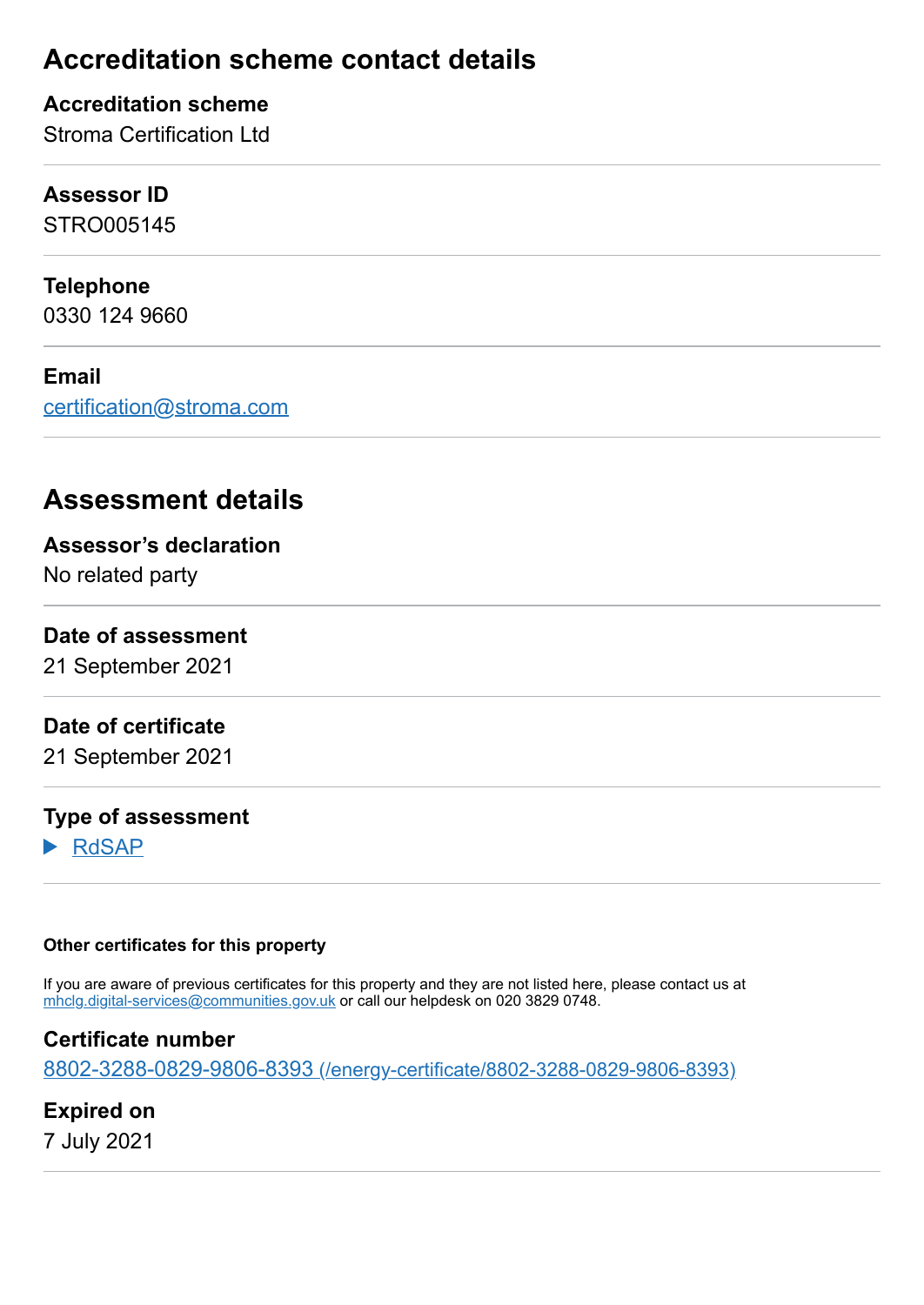## Accreditation scheme contact details

**Accreditation scheme**

Stroma Certification Ltd

**Assessor ID**

STRO005145

**Telephone**

0330 124 9660

**Email**

certification@stroma.com

## Assessment details

**Assessor's declaration**

No related party

**Date of assessment**

21 September 2021

**Date of certificate**

21 September 2021

**Type of assessment**

▶ RdSAP

#### Other certificates for this property

If you are aware of previous certificates for this property and they are not listed here, please contact us at mhclg.digital-services@communities.gov.uk or call our helpdesk on 020 3829 0748.

**Certificate number**

8802-3288-0829-9806-8393 (/energy-certificate/8802-3288-0829-9806-8393)

**Expired on**

7 July 2021